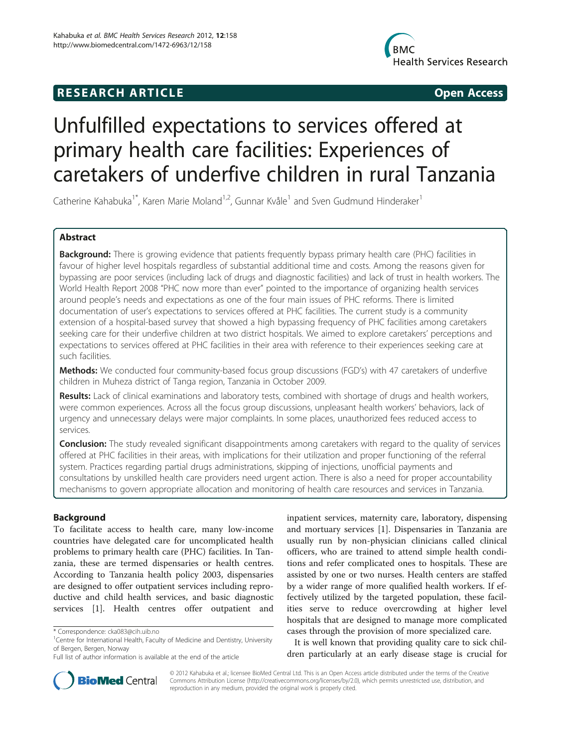RESEARCH ARTICLE **Open Access**

# Unfulfilled expectations to services offered at primary health care facilities: Experiences of caretakers of underfive children in rural Tanzania

Catherine Kahabuka[1*], Karen Marie Moland[1,2], Gunnar Kvåle[1] and Sven Gudmund Hinderaker[1]

## Abstract

**Background:** There is growing evidence that patients frequently bypass primary health care (PHC) facilities in favour of higher level hospitals regardless of substantial additional time and costs. Among the reasons given for bypassing are poor services (including lack of drugs and diagnostic facilities) and lack of trust in health workers. The World Health Report 2008 "PHC now more than ever" pointed to the importance of organizing health services around people's needs and expectations as one of the four main issues of PHC reforms. There is limited documentation of user's expectations to services offered at PHC facilities. The current study is a community extension of a hospital-based survey that showed a high bypassing frequency of PHC facilities among caretakers seeking care for their underfive children at two district hospitals. We aimed to explore caretakers' perceptions and expectations to services offered at PHC facilities in their area with reference to their experiences seeking care at such facilities.

**Methods:** We conducted four community-based focus group discussions (FGD's) with 47 caretakers of underfive children in Muheza district of Tanga region, Tanzania in October 2009.

**Results:** Lack of clinical examinations and laboratory tests, combined with shortage of drugs and health workers, were common experiences. Across all the focus group discussions, unpleasant health workers' behaviors, lack of urgency and unnecessary delays were major complaints. In some places, unauthorized fees reduced access to services.

**Conclusion:** The study revealed significant disappointments among caretakers with regard to the quality of services offered at PHC facilities in their areas, with implications for their utilization and proper functioning of the referral system. Practices regarding partial drugs administrations, skipping of injections, unofficial payments and consultations by unskilled health care providers need urgent action. There is also a need for proper accountability mechanisms to govern appropriate allocation and monitoring of health care resources and services in Tanzania.

## Background

To facilitate access to health care, many low-income countries have delegated care for uncomplicated health problems to primary health care (PHC) facilities. In Tanzania, these are termed dispensaries or health centres. According to Tanzania health policy 2003, dispensaries are designed to offer outpatient services including reproductive and child health services, and basic diagnostic services [1]. Health centres offer outpatient and inpatient services, maternity care, laboratory, dispensing and mortuary services [1]. Dispensaries in Tanzania are usually run by non-physician clinicians called clinical officers, who are trained to attend simple health conditions and refer complicated ones to hospitals. These are assisted by one or two nurses. Health centers are staffed by a wider range of more qualified health workers. If effectively utilized by the targeted population, these facilities serve to reduce overcrowding at higher level hospitals that are designed to manage more complicated cases through the provision of more specialized care.

It is well known that providing quality care to sick children particularly at an early disease stage is crucial for

\* Correspondence: cka083@cih.uib.no
[1]Centre for International Health, Faculty of Medicine and Dentistry, University of Bergen, Bergen, Norway
Full list of author information is available at the end of the article

© 2012 Kahabuka et al.; licensee BioMed Central Ltd. This is an Open Access article distributed under the terms of the Creative Commons Attribution License (http://creativecommons.org/licenses/by/2.0), which permits unrestricted use, distribution, and reproduction in any medium, provided the original work is properly cited.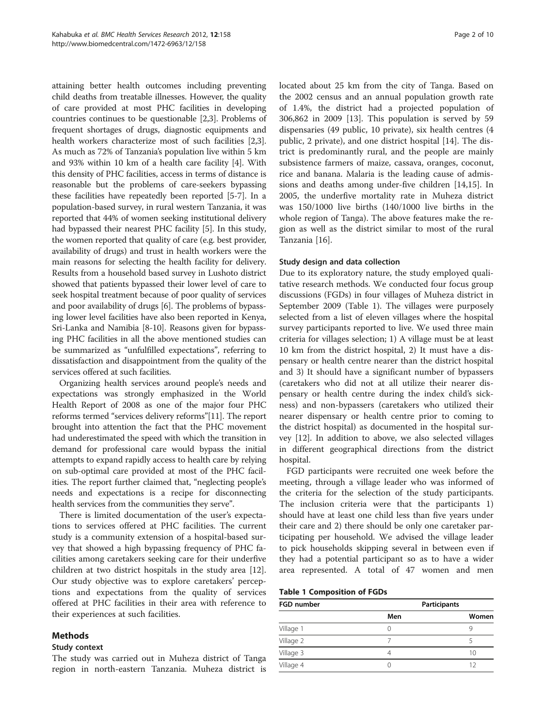attaining better health outcomes including preventing child deaths from treatable illnesses. However, the quality of care provided at most PHC facilities in developing countries continues to be questionable [2,3]. Problems of frequent shortages of drugs, diagnostic equipments and health workers characterize most of such facilities [2,3]. As much as 72% of Tanzania's population live within 5 km and 93% within 10 km of a health care facility [4]. With this density of PHC facilities, access in terms of distance is reasonable but the problems of care-seekers bypassing these facilities have repeatedly been reported [5-7]. In a population-based survey, in rural western Tanzania, it was reported that 44% of women seeking institutional delivery had bypassed their nearest PHC facility [5]. In this study, the women reported that quality of care (e.g. best provider, availability of drugs) and trust in health workers were the main reasons for selecting the health facility for delivery. Results from a household based survey in Lushoto district showed that patients bypassed their lower level of care to seek hospital treatment because of poor quality of services and poor availability of drugs [6]. The problems of bypassing lower level facilities have also been reported in Kenya, Sri-Lanka and Namibia [8-10]. Reasons given for bypassing PHC facilities in all the above mentioned studies can be summarized as "unfulfilled expectations", referring to dissatisfaction and disappointment from the quality of the services offered at such facilities.

Organizing health services around people's needs and expectations was strongly emphasized in the World Health Report of 2008 as one of the major four PHC reforms termed "services delivery reforms"[11]. The report brought into attention the fact that the PHC movement had underestimated the speed with which the transition in demand for professional care would bypass the initial attempts to expand rapidly access to health care by relying on sub-optimal care provided at most of the PHC facilities. The report further claimed that, "neglecting people's needs and expectations is a recipe for disconnecting health services from the communities they serve".

There is limited documentation of the user's expectations to services offered at PHC facilities. The current study is a community extension of a hospital-based survey that showed a high bypassing frequency of PHC facilities among caretakers seeking care for their underfive children at two district hospitals in the study area [12]. Our study objective was to explore caretakers' perceptions and expectations from the quality of services offered at PHC facilities in their area with reference to their experiences at such facilities.

## Methods

### Study context

The study was carried out in Muheza district of Tanga region in north-eastern Tanzania. Muheza district is located about 25 km from the city of Tanga. Based on the 2002 census and an annual population growth rate of 1.4%, the district had a projected population of 306,862 in 2009 [13]. This population is served by 59 dispensaries (49 public, 10 private), six health centres (4 public, 2 private), and one district hospital [14]. The district is predominantly rural, and the people are mainly subsistence farmers of maize, cassava, oranges, coconut, rice and banana. Malaria is the leading cause of admissions and deaths among under-five children [14,15]. In 2005, the underfive mortality rate in Muheza district was 150/1000 live births (140/1000 live births in the whole region of Tanga). The above features make the region as well as the district similar to most of the rural Tanzania [16].

### Study design and data collection

Due to its exploratory nature, the study employed qualitative research methods. We conducted four focus group discussions (FGDs) in four villages of Muheza district in September 2009 (Table 1). The villages were purposely selected from a list of eleven villages where the hospital survey participants reported to live. We used three main criteria for villages selection; 1) A village must be at least 10 km from the district hospital, 2) It must have a dispensary or health centre nearer than the district hospital and 3) It should have a significant number of bypassers (caretakers who did not at all utilize their nearer dispensary or health centre during the index child's sickness) and non-bypassers (caretakers who utilized their nearer dispensary or health centre prior to coming to the district hospital) as documented in the hospital survey [12]. In addition to above, we also selected villages in different geographical directions from the district hospital.

FGD participants were recruited one week before the meeting, through a village leader who was informed of the criteria for the selection of the study participants. The inclusion criteria were that the participants 1) should have at least one child less than five years under their care and 2) there should be only one caretaker participating per household. We advised the village leader to pick households skipping several in between even if they had a potential participant so as to have a wider area represented. A total of 47 women and men

**Table 1 Composition of FGDs**

| FGD number | Participants | |
|---|---|---|
| | Men | Women |
| Village 1 | 0 | 9 |
| Village 2 | 7 | 5 |
| Village 3 | 4 | 10 |
| Village 4 | 0 | 12 |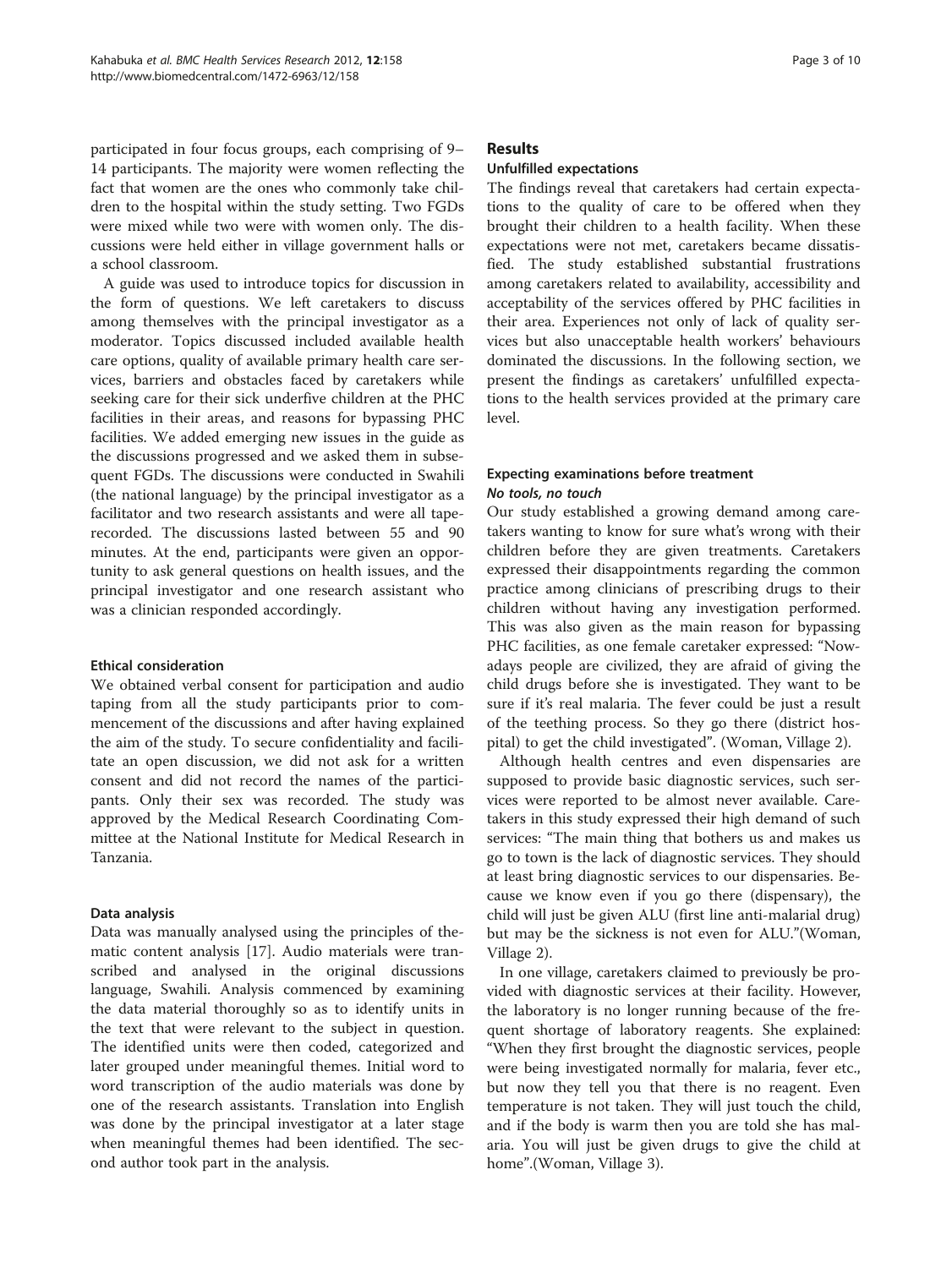participated in four focus groups, each comprising of 9–14 participants. The majority were women reflecting the fact that women are the ones who commonly take children to the hospital within the study setting. Two FGDs were mixed while two were with women only. The discussions were held either in village government halls or a school classroom.

A guide was used to introduce topics for discussion in the form of questions. We left caretakers to discuss among themselves with the principal investigator as a moderator. Topics discussed included available health care options, quality of available primary health care services, barriers and obstacles faced by caretakers while seeking care for their sick underfive children at the PHC facilities in their areas, and reasons for bypassing PHC facilities. We added emerging new issues in the guide as the discussions progressed and we asked them in subsequent FGDs. The discussions were conducted in Swahili (the national language) by the principal investigator as a facilitator and two research assistants and were all tape-recorded. The discussions lasted between 55 and 90 minutes. At the end, participants were given an opportunity to ask general questions on health issues, and the principal investigator and one research assistant who was a clinician responded accordingly.

### Ethical consideration

We obtained verbal consent for participation and audio taping from all the study participants prior to commencement of the discussions and after having explained the aim of the study. To secure confidentiality and facilitate an open discussion, we did not ask for a written consent and did not record the names of the participants. Only their sex was recorded. The study was approved by the Medical Research Coordinating Committee at the National Institute for Medical Research in Tanzania.

### Data analysis

Data was manually analysed using the principles of thematic content analysis [17]. Audio materials were transcribed and analysed in the original discussions language, Swahili. Analysis commenced by examining the data material thoroughly so as to identify units in the text that were relevant to the subject in question. The identified units were then coded, categorized and later grouped under meaningful themes. Initial word to word transcription of the audio materials was done by one of the research assistants. Translation into English was done by the principal investigator at a later stage when meaningful themes had been identified. The second author took part in the analysis.

## Results

### Unfulfilled expectations

The findings reveal that caretakers had certain expectations to the quality of care to be offered when they brought their children to a health facility. When these expectations were not met, caretakers became dissatisfied. The study established substantial frustrations among caretakers related to availability, accessibility and acceptability of the services offered by PHC facilities in their area. Experiences not only of lack of quality services but also unacceptable health workers' behaviours dominated the discussions. In the following section, we present the findings as caretakers' unfulfilled expectations to the health services provided at the primary care level.

### Expecting examinations before treatment

#### *No tools, no touch*

Our study established a growing demand among caretakers wanting to know for sure what's wrong with their children before they are given treatments. Caretakers expressed their disappointments regarding the common practice among clinicians of prescribing drugs to their children without having any investigation performed. This was also given as the main reason for bypassing PHC facilities, as one female caretaker expressed: "Nowadays people are civilized, they are afraid of giving the child drugs before she is investigated. They want to be sure if it's real malaria. The fever could be just a result of the teething process. So they go there (district hospital) to get the child investigated". (Woman, Village 2).

Although health centres and even dispensaries are supposed to provide basic diagnostic services, such services were reported to be almost never available. Caretakers in this study expressed their high demand of such services: "The main thing that bothers us and makes us go to town is the lack of diagnostic services. They should at least bring diagnostic services to our dispensaries. Because we know even if you go there (dispensary), the child will just be given ALU (first line anti-malarial drug) but may be the sickness is not even for ALU."(Woman, Village 2).

In one village, caretakers claimed to previously be provided with diagnostic services at their facility. However, the laboratory is no longer running because of the frequent shortage of laboratory reagents. She explained: "When they first brought the diagnostic services, people were being investigated normally for malaria, fever etc., but now they tell you that there is no reagent. Even temperature is not taken. They will just touch the child, and if the body is warm then you are told she has malaria. You will just be given drugs to give the child at home".(Woman, Village 3).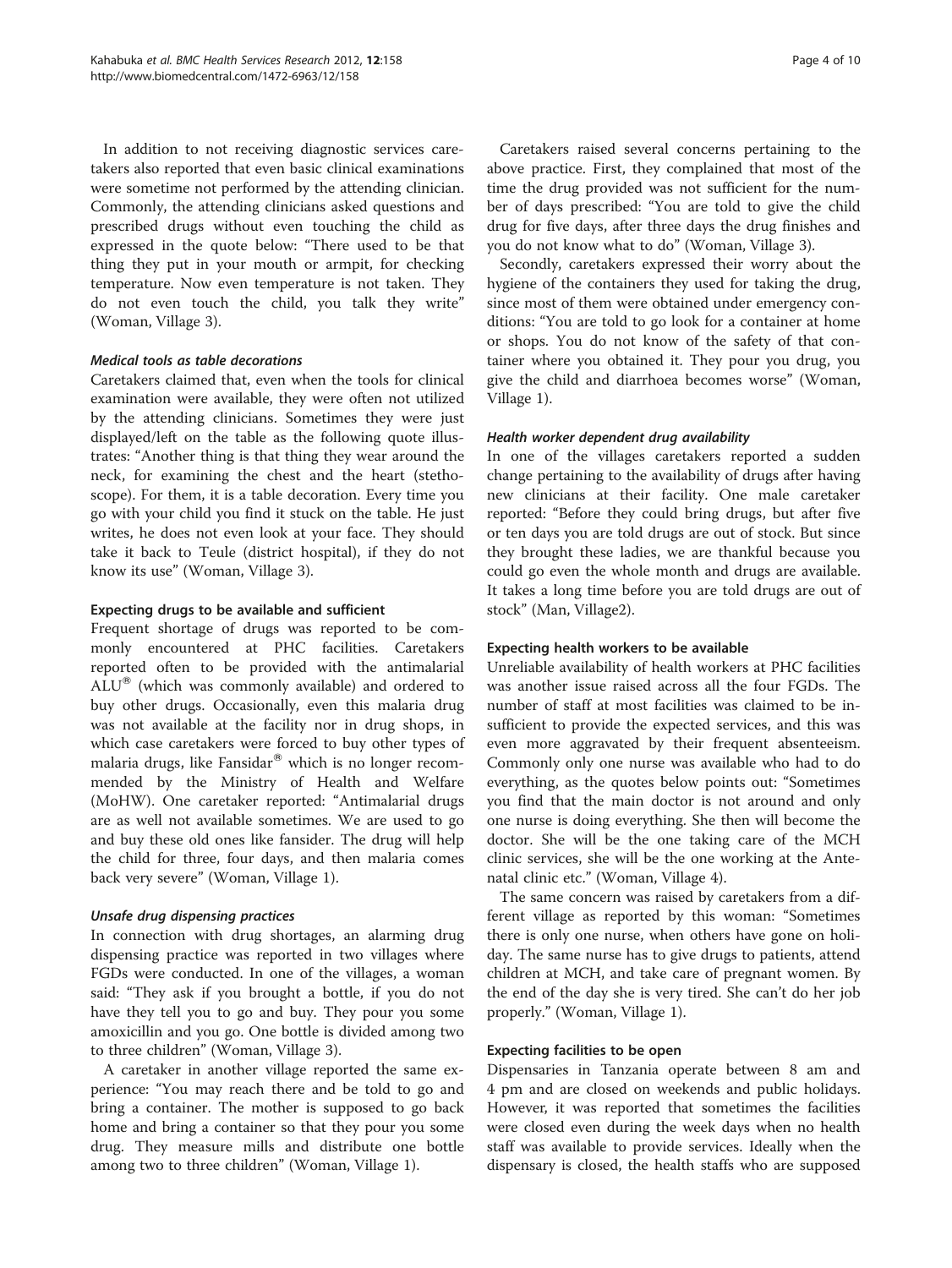In addition to not receiving diagnostic services caretakers also reported that even basic clinical examinations were sometime not performed by the attending clinician. Commonly, the attending clinicians asked questions and prescribed drugs without even touching the child as expressed in the quote below: "There used to be that thing they put in your mouth or armpit, for checking temperature. Now even temperature is not taken. They do not even touch the child, you talk they write" (Woman, Village 3).

#### *Medical tools as table decorations*

Caretakers claimed that, even when the tools for clinical examination were available, they were often not utilized by the attending clinicians. Sometimes they were just displayed/left on the table as the following quote illustrates: "Another thing is that thing they wear around the neck, for examining the chest and the heart (stethoscope). For them, it is a table decoration. Every time you go with your child you find it stuck on the table. He just writes, he does not even look at your face. They should take it back to Teule (district hospital), if they do not know its use" (Woman, Village 3).

### Expecting drugs to be available and sufficient

Frequent shortage of drugs was reported to be commonly encountered at PHC facilities. Caretakers reported often to be provided with the antimalarial ALU® (which was commonly available) and ordered to buy other drugs. Occasionally, even this malaria drug was not available at the facility nor in drug shops, in which case caretakers were forced to buy other types of malaria drugs, like Fansidar® which is no longer recommended by the Ministry of Health and Welfare (MoHW). One caretaker reported: "Antimalarial drugs are as well not available sometimes. We are used to go and buy these old ones like fansider. The drug will help the child for three, four days, and then malaria comes back very severe" (Woman, Village 1).

#### *Unsafe drug dispensing practices*

In connection with drug shortages, an alarming drug dispensing practice was reported in two villages where FGDs were conducted. In one of the villages, a woman said: "They ask if you brought a bottle, if you do not have they tell you to go and buy. They pour you some amoxicillin and you go. One bottle is divided among two to three children" (Woman, Village 3).

A caretaker in another village reported the same experience: "You may reach there and be told to go and bring a container. The mother is supposed to go back home and bring a container so that they pour you some drug. They measure mills and distribute one bottle among two to three children" (Woman, Village 1).

Caretakers raised several concerns pertaining to the above practice. First, they complained that most of the time the drug provided was not sufficient for the number of days prescribed: "You are told to give the child drug for five days, after three days the drug finishes and you do not know what to do" (Woman, Village 3).

Secondly, caretakers expressed their worry about the hygiene of the containers they used for taking the drug, since most of them were obtained under emergency conditions: "You are told to go look for a container at home or shops. You do not know of the safety of that container where you obtained it. They pour you drug, you give the child and diarrhoea becomes worse" (Woman, Village 1).

#### *Health worker dependent drug availability*

In one of the villages caretakers reported a sudden change pertaining to the availability of drugs after having new clinicians at their facility. One male caretaker reported: "Before they could bring drugs, but after five or ten days you are told drugs are out of stock. But since they brought these ladies, we are thankful because you could go even the whole month and drugs are available. It takes a long time before you are told drugs are out of stock" (Man, Village2).

### Expecting health workers to be available

Unreliable availability of health workers at PHC facilities was another issue raised across all the four FGDs. The number of staff at most facilities was claimed to be insufficient to provide the expected services, and this was even more aggravated by their frequent absenteeism. Commonly only one nurse was available who had to do everything, as the quotes below points out: "Sometimes you find that the main doctor is not around and only one nurse is doing everything. She then will become the doctor. She will be the one taking care of the MCH clinic services, she will be the one working at the Antenatal clinic etc." (Woman, Village 4).

The same concern was raised by caretakers from a different village as reported by this woman: "Sometimes there is only one nurse, when others have gone on holiday. The same nurse has to give drugs to patients, attend children at MCH, and take care of pregnant women. By the end of the day she is very tired. She can't do her job properly." (Woman, Village 1).

### Expecting facilities to be open

Dispensaries in Tanzania operate between 8 am and 4 pm and are closed on weekends and public holidays. However, it was reported that sometimes the facilities were closed even during the week days when no health staff was available to provide services. Ideally when the dispensary is closed, the health staffs who are supposed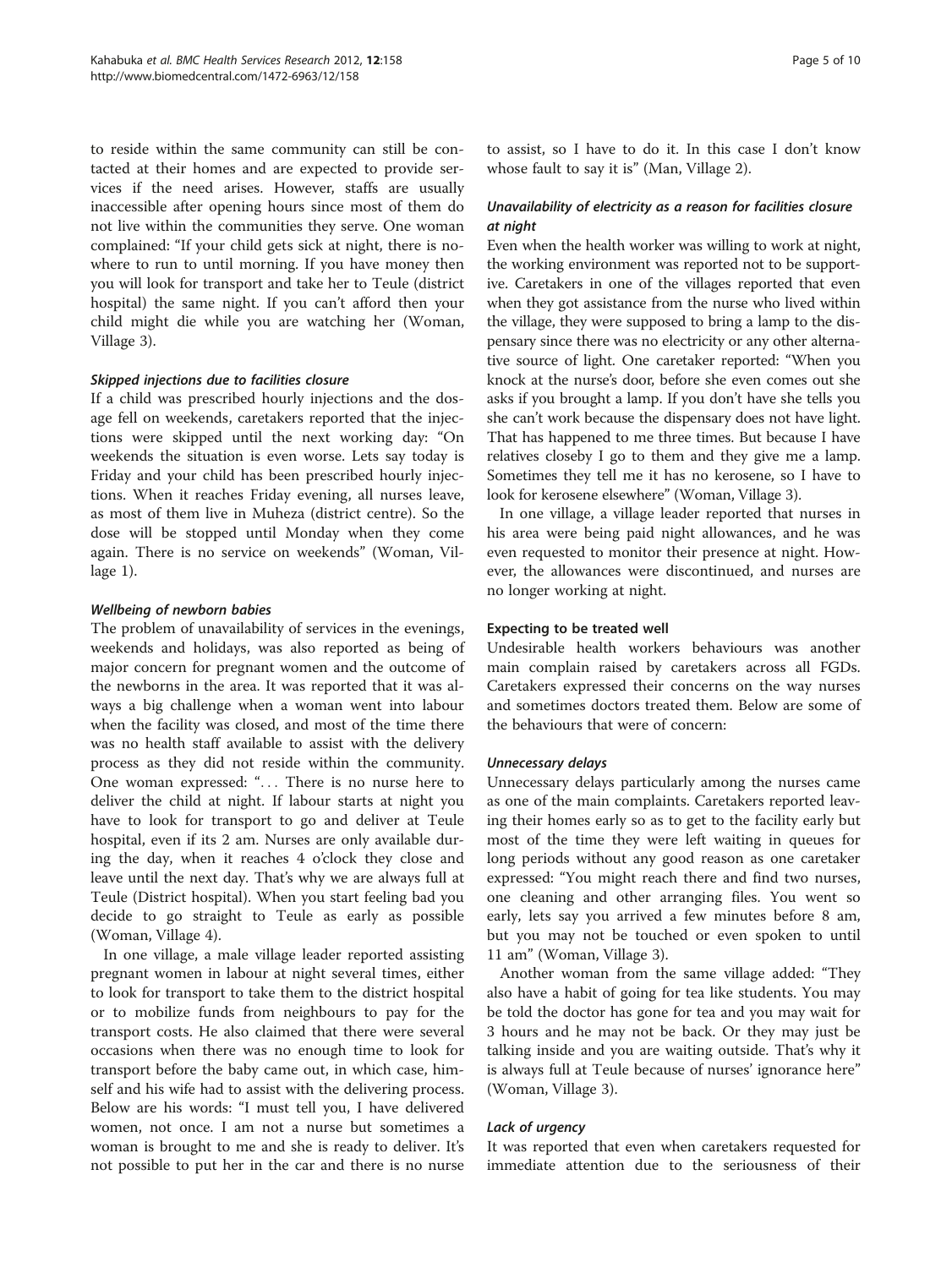to reside within the same community can still be contacted at their homes and are expected to provide services if the need arises. However, staffs are usually inaccessible after opening hours since most of them do not live within the communities they serve. One woman complained: "If your child gets sick at night, there is nowhere to run to until morning. If you have money then you will look for transport and take her to Teule (district hospital) the same night. If you can't afford then your child might die while you are watching her (Woman, Village 3).

#### *Skipped injections due to facilities closure*

If a child was prescribed hourly injections and the dosage fell on weekends, caretakers reported that the injections were skipped until the next working day: "On weekends the situation is even worse. Lets say today is Friday and your child has been prescribed hourly injections. When it reaches Friday evening, all nurses leave, as most of them live in Muheza (district centre). So the dose will be stopped until Monday when they come again. There is no service on weekends" (Woman, Village 1).

#### *Wellbeing of newborn babies*

The problem of unavailability of services in the evenings, weekends and holidays, was also reported as being of major concern for pregnant women and the outcome of the newborns in the area. It was reported that it was always a big challenge when a woman went into labour when the facility was closed, and most of the time there was no health staff available to assist with the delivery process as they did not reside within the community. One woman expressed: "… There is no nurse here to deliver the child at night. If labour starts at night you have to look for transport to go and deliver at Teule hospital, even if its 2 am. Nurses are only available during the day, when it reaches 4 o'clock they close and leave until the next day. That's why we are always full at Teule (District hospital). When you start feeling bad you decide to go straight to Teule as early as possible (Woman, Village 4).

In one village, a male village leader reported assisting pregnant women in labour at night several times, either to look for transport to take them to the district hospital or to mobilize funds from neighbours to pay for the transport costs. He also claimed that there were several occasions when there was no enough time to look for transport before the baby came out, in which case, himself and his wife had to assist with the delivering process. Below are his words: "I must tell you, I have delivered women, not once. I am not a nurse but sometimes a woman is brought to me and she is ready to deliver. It's not possible to put her in the car and there is no nurse to assist, so I have to do it. In this case I don't know whose fault to say it is" (Man, Village 2).

#### *Unavailability of electricity as a reason for facilities closure at night*

Even when the health worker was willing to work at night, the working environment was reported not to be supportive. Caretakers in one of the villages reported that even when they got assistance from the nurse who lived within the village, they were supposed to bring a lamp to the dispensary since there was no electricity or any other alternative source of light. One caretaker reported: "When you knock at the nurse's door, before she even comes out she asks if you brought a lamp. If you don't have she tells you she can't work because the dispensary does not have light. That has happened to me three times. But because I have relatives closeby I go to them and they give me a lamp. Sometimes they tell me it has no kerosene, so I have to look for kerosene elsewhere" (Woman, Village 3).

In one village, a village leader reported that nurses in his area were being paid night allowances, and he was even requested to monitor their presence at night. However, the allowances were discontinued, and nurses are no longer working at night.

### Expecting to be treated well

Undesirable health workers behaviours was another main complain raised by caretakers across all FGDs. Caretakers expressed their concerns on the way nurses and sometimes doctors treated them. Below are some of the behaviours that were of concern:

#### *Unnecessary delays*

Unnecessary delays particularly among the nurses came as one of the main complaints. Caretakers reported leaving their homes early so as to get to the facility early but most of the time they were left waiting in queues for long periods without any good reason as one caretaker expressed: "You might reach there and find two nurses, one cleaning and other arranging files. You went so early, lets say you arrived a few minutes before 8 am, but you may not be touched or even spoken to until 11 am" (Woman, Village 3).

Another woman from the same village added: "They also have a habit of going for tea like students. You may be told the doctor has gone for tea and you may wait for 3 hours and he may not be back. Or they may just be talking inside and you are waiting outside. That's why it is always full at Teule because of nurses' ignorance here" (Woman, Village 3).

#### *Lack of urgency*

It was reported that even when caretakers requested for immediate attention due to the seriousness of their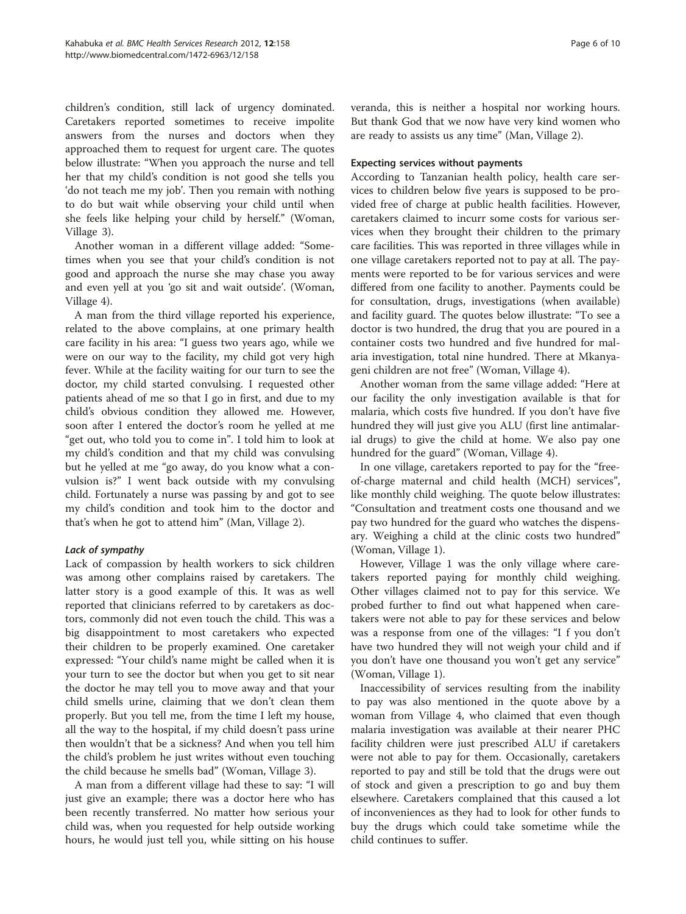children's condition, still lack of urgency dominated. Caretakers reported sometimes to receive impolite answers from the nurses and doctors when they approached them to request for urgent care. The quotes below illustrate: "When you approach the nurse and tell her that my child's condition is not good she tells you 'do not teach me my job'. Then you remain with nothing to do but wait while observing your child until when she feels like helping your child by herself." (Woman, Village 3).

Another woman in a different village added: "Sometimes when you see that your child's condition is not good and approach the nurse she may chase you away and even yell at you 'go sit and wait outside'. (Woman, Village 4).

A man from the third village reported his experience, related to the above complains, at one primary health care facility in his area: "I guess two years ago, while we were on our way to the facility, my child got very high fever. While at the facility waiting for our turn to see the doctor, my child started convulsing. I requested other patients ahead of me so that I go in first, and due to my child's obvious condition they allowed me. However, soon after I entered the doctor's room he yelled at me "get out, who told you to come in". I told him to look at my child's condition and that my child was convulsing but he yelled at me "go away, do you know what a convulsion is?" I went back outside with my convulsing child. Fortunately a nurse was passing by and got to see my child's condition and took him to the doctor and that's when he got to attend him" (Man, Village 2).

#### *Lack of sympathy*

Lack of compassion by health workers to sick children was among other complains raised by caretakers. The latter story is a good example of this. It was as well reported that clinicians referred to by caretakers as doctors, commonly did not even touch the child. This was a big disappointment to most caretakers who expected their children to be properly examined. One caretaker expressed: "Your child's name might be called when it is your turn to see the doctor but when you get to sit near the doctor he may tell you to move away and that your child smells urine, claiming that we don't clean them properly. But you tell me, from the time I left my house, all the way to the hospital, if my child doesn't pass urine then wouldn't that be a sickness? And when you tell him the child's problem he just writes without even touching the child because he smells bad" (Woman, Village 3).

A man from a different village had these to say: "I will just give an example; there was a doctor here who has been recently transferred. No matter how serious your child was, when you requested for help outside working hours, he would just tell you, while sitting on his house veranda, this is neither a hospital nor working hours. But thank God that we now have very kind women who are ready to assists us any time" (Man, Village 2).

### Expecting services without payments

According to Tanzanian health policy, health care services to children below five years is supposed to be provided free of charge at public health facilities. However, caretakers claimed to incurr some costs for various services when they brought their children to the primary care facilities. This was reported in three villages while in one village caretakers reported not to pay at all. The payments were reported to be for various services and were differed from one facility to another. Payments could be for consultation, drugs, investigations (when available) and facility guard. The quotes below illustrate: "To see a doctor is two hundred, the drug that you are poured in a container costs two hundred and five hundred for malaria investigation, total nine hundred. There at Mkanyageni children are not free" (Woman, Village 4).

Another woman from the same village added: "Here at our facility the only investigation available is that for malaria, which costs five hundred. If you don't have five hundred they will just give you ALU (first line antimalarial drugs) to give the child at home. We also pay one hundred for the guard" (Woman, Village 4).

In one village, caretakers reported to pay for the "free-of-charge maternal and child health (MCH) services", like monthly child weighing. The quote below illustrates: "Consultation and treatment costs one thousand and we pay two hundred for the guard who watches the dispensary. Weighing a child at the clinic costs two hundred" (Woman, Village 1).

However, Village 1 was the only village where caretakers reported paying for monthly child weighing. Other villages claimed not to pay for this service. We probed further to find out what happened when caretakers were not able to pay for these services and below was a response from one of the villages: "I f you don't have two hundred they will not weigh your child and if you don't have one thousand you won't get any service" (Woman, Village 1).

Inaccessibility of services resulting from the inability to pay was also mentioned in the quote above by a woman from Village 4, who claimed that even though malaria investigation was available at their nearer PHC facility children were just prescribed ALU if caretakers were not able to pay for them. Occasionally, caretakers reported to pay and still be told that the drugs were out of stock and given a prescription to go and buy them elsewhere. Caretakers complained that this caused a lot of inconveniences as they had to look for other funds to buy the drugs which could take sometime while the child continues to suffer.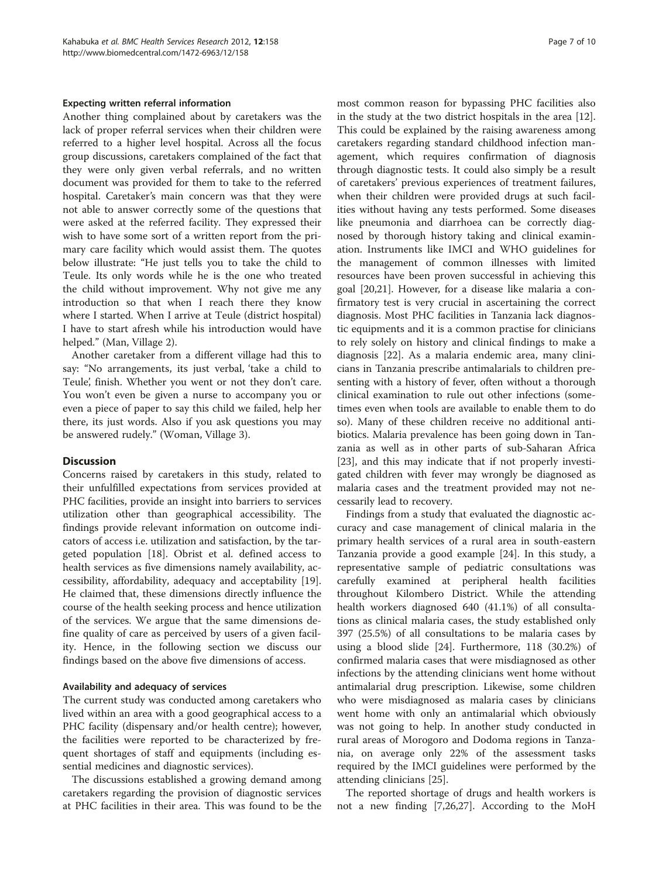#### Expecting written referral information

Another thing complained about by caretakers was the lack of proper referral services when their children were referred to a higher level hospital. Across all the focus group discussions, caretakers complained of the fact that they were only given verbal referrals, and no written document was provided for them to take to the referred hospital. Caretaker's main concern was that they were not able to answer correctly some of the questions that were asked at the referred facility. They expressed their wish to have some sort of a written report from the primary care facility which would assist them. The quotes below illustrate: "He just tells you to take the child to Teule. Its only words while he is the one who treated the child without improvement. Why not give me any introduction so that when I reach there they know where I started. When I arrive at Teule (district hospital) I have to start afresh while his introduction would have helped." (Man, Village 2).

Another caretaker from a different village had this to say: "No arrangements, its just verbal, 'take a child to Teule', finish. Whether you went or not they don't care. You won't even be given a nurse to accompany you or even a piece of paper to say this child we failed, help her there, its just words. Also if you ask questions you may be answered rudely." (Woman, Village 3).

## Discussion

Concerns raised by caretakers in this study, related to their unfulfilled expectations from services provided at PHC facilities, provide an insight into barriers to services utilization other than geographical accessibility. The findings provide relevant information on outcome indicators of access i.e. utilization and satisfaction, by the targeted population [18]. Obrist et al. defined access to health services as five dimensions namely availability, accessibility, affordability, adequacy and acceptability [19]. He claimed that, these dimensions directly influence the course of the health seeking process and hence utilization of the services. We argue that the same dimensions define quality of care as perceived by users of a given facility. Hence, in the following section we discuss our findings based on the above five dimensions of access.

#### Availability and adequacy of services

The current study was conducted among caretakers who lived within an area with a good geographical access to a PHC facility (dispensary and/or health centre); however, the facilities were reported to be characterized by frequent shortages of staff and equipments (including essential medicines and diagnostic services).

The discussions established a growing demand among caretakers regarding the provision of diagnostic services at PHC facilities in their area. This was found to be the most common reason for bypassing PHC facilities also in the study at the two district hospitals in the area [12]. This could be explained by the raising awareness among caretakers regarding standard childhood infection management, which requires confirmation of diagnosis through diagnostic tests. It could also simply be a result of caretakers' previous experiences of treatment failures, when their children were provided drugs at such facilities without having any tests performed. Some diseases like pneumonia and diarrhoea can be correctly diagnosed by thorough history taking and clinical examination. Instruments like IMCI and WHO guidelines for the management of common illnesses with limited resources have been proven successful in achieving this goal [20,21]. However, for a disease like malaria a confirmatory test is very crucial in ascertaining the correct diagnosis. Most PHC facilities in Tanzania lack diagnostic equipments and it is a common practise for clinicians to rely solely on history and clinical findings to make a diagnosis [22]. As a malaria endemic area, many clinicians in Tanzania prescribe antimalarials to children presenting with a history of fever, often without a thorough clinical examination to rule out other infections (sometimes even when tools are available to enable them to do so). Many of these children receive no additional antibiotics. Malaria prevalence has been going down in Tanzania as well as in other parts of sub-Saharan Africa [23], and this may indicate that if not properly investigated children with fever may wrongly be diagnosed as malaria cases and the treatment provided may not necessarily lead to recovery.

Findings from a study that evaluated the diagnostic accuracy and case management of clinical malaria in the primary health services of a rural area in south-eastern Tanzania provide a good example [24]. In this study, a representative sample of pediatric consultations was carefully examined at peripheral health facilities throughout Kilombero District. While the attending health workers diagnosed 640 (41.1%) of all consultations as clinical malaria cases, the study established only 397 (25.5%) of all consultations to be malaria cases by using a blood slide [24]. Furthermore, 118 (30.2%) of confirmed malaria cases that were misdiagnosed as other infections by the attending clinicians went home without antimalarial drug prescription. Likewise, some children who were misdiagnosed as malaria cases by clinicians went home with only an antimalarial which obviously was not going to help. In another study conducted in rural areas of Morogoro and Dodoma regions in Tanzania, on average only 22% of the assessment tasks required by the IMCI guidelines were performed by the attending clinicians [25].

The reported shortage of drugs and health workers is not a new finding [7,26,27]. According to the MoH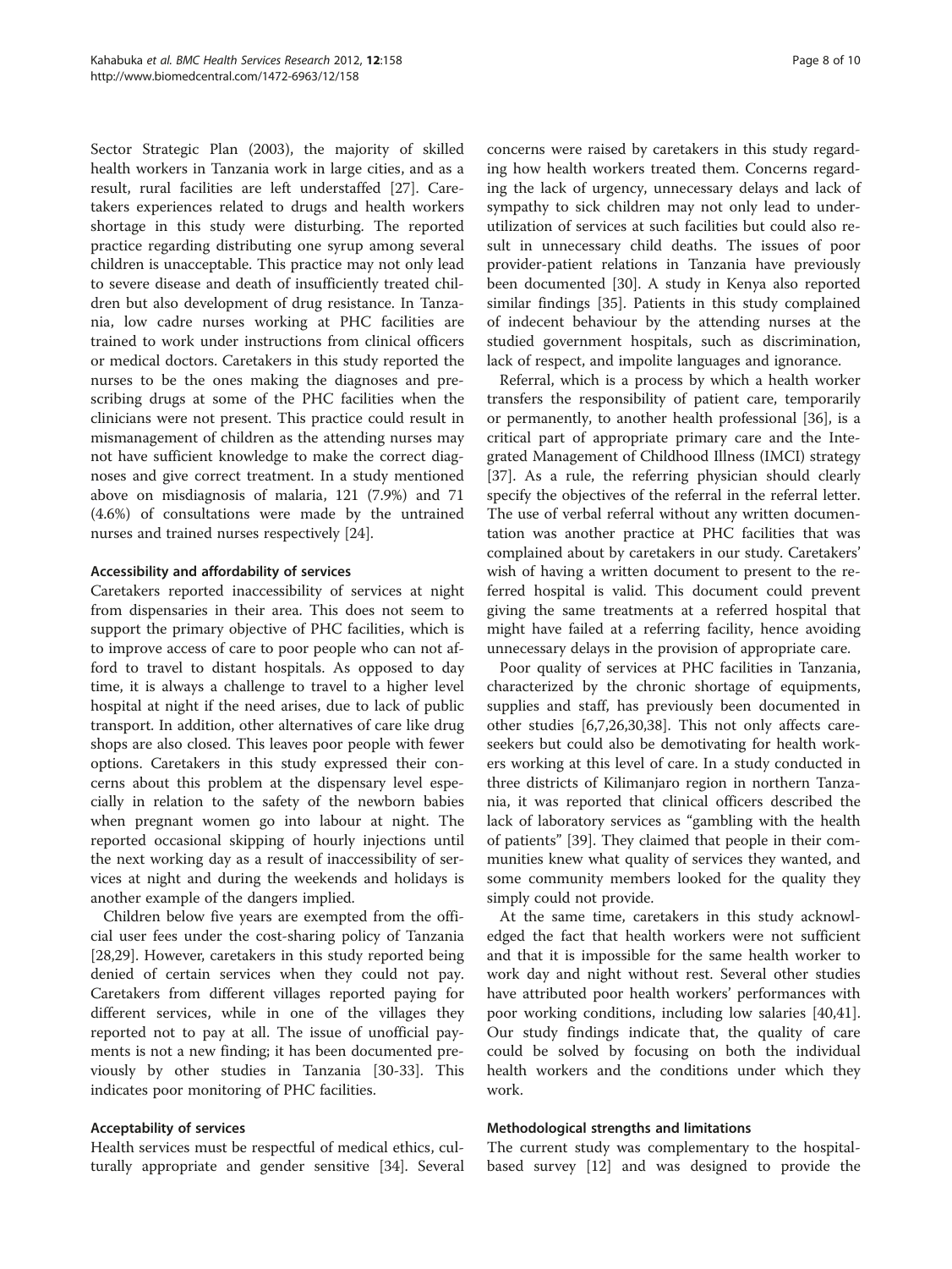Sector Strategic Plan (2003), the majority of skilled health workers in Tanzania work in large cities, and as a result, rural facilities are left understaffed [27]. Caretakers experiences related to drugs and health workers shortage in this study were disturbing. The reported practice regarding distributing one syrup among several children is unacceptable. This practice may not only lead to severe disease and death of insufficiently treated children but also development of drug resistance. In Tanzania, low cadre nurses working at PHC facilities are trained to work under instructions from clinical officers or medical doctors. Caretakers in this study reported the nurses to be the ones making the diagnoses and prescribing drugs at some of the PHC facilities when the clinicians were not present. This practice could result in mismanagement of children as the attending nurses may not have sufficient knowledge to make the correct diagnoses and give correct treatment. In a study mentioned above on misdiagnosis of malaria, 121 (7.9%) and 71 (4.6%) of consultations were made by the untrained nurses and trained nurses respectively [24].

#### Accessibility and affordability of services

Caretakers reported inaccessibility of services at night from dispensaries in their area. This does not seem to support the primary objective of PHC facilities, which is to improve access of care to poor people who can not afford to travel to distant hospitals. As opposed to day time, it is always a challenge to travel to a higher level hospital at night if the need arises, due to lack of public transport. In addition, other alternatives of care like drug shops are also closed. This leaves poor people with fewer options. Caretakers in this study expressed their concerns about this problem at the dispensary level especially in relation to the safety of the newborn babies when pregnant women go into labour at night. The reported occasional skipping of hourly injections until the next working day as a result of inaccessibility of services at night and during the weekends and holidays is another example of the dangers implied.

Children below five years are exempted from the official user fees under the cost-sharing policy of Tanzania [28,29]. However, caretakers in this study reported being denied of certain services when they could not pay. Caretakers from different villages reported paying for different services, while in one of the villages they reported not to pay at all. The issue of unofficial payments is not a new finding; it has been documented previously by other studies in Tanzania [30-33]. This indicates poor monitoring of PHC facilities.

#### Acceptability of services

Health services must be respectful of medical ethics, culturally appropriate and gender sensitive [34]. Several concerns were raised by caretakers in this study regarding how health workers treated them. Concerns regarding the lack of urgency, unnecessary delays and lack of sympathy to sick children may not only lead to underutilization of services at such facilities but could also result in unnecessary child deaths. The issues of poor provider-patient relations in Tanzania have previously been documented [30]. A study in Kenya also reported similar findings [35]. Patients in this study complained of indecent behaviour by the attending nurses at the studied government hospitals, such as discrimination, lack of respect, and impolite languages and ignorance.

Referral, which is a process by which a health worker transfers the responsibility of patient care, temporarily or permanently, to another health professional [36], is a critical part of appropriate primary care and the Integrated Management of Childhood Illness (IMCI) strategy [37]. As a rule, the referring physician should clearly specify the objectives of the referral in the referral letter. The use of verbal referral without any written documentation was another practice at PHC facilities that was complained about by caretakers in our study. Caretakers' wish of having a written document to present to the referred hospital is valid. This document could prevent giving the same treatments at a referred hospital that might have failed at a referring facility, hence avoiding unnecessary delays in the provision of appropriate care.

Poor quality of services at PHC facilities in Tanzania, characterized by the chronic shortage of equipments, supplies and staff, has previously been documented in other studies [6,7,26,30,38]. This not only affects care-seekers but could also be demotivating for health workers working at this level of care. In a study conducted in three districts of Kilimanjaro region in northern Tanzania, it was reported that clinical officers described the lack of laboratory services as "gambling with the health of patients" [39]. They claimed that people in their communities knew what quality of services they wanted, and some community members looked for the quality they simply could not provide.

At the same time, caretakers in this study acknowledged the fact that health workers were not sufficient and that it is impossible for the same health worker to work day and night without rest. Several other studies have attributed poor health workers' performances with poor working conditions, including low salaries [40,41]. Our study findings indicate that, the quality of care could be solved by focusing on both the individual health workers and the conditions under which they work.

#### Methodological strengths and limitations

The current study was complementary to the hospital-based survey [12] and was designed to provide the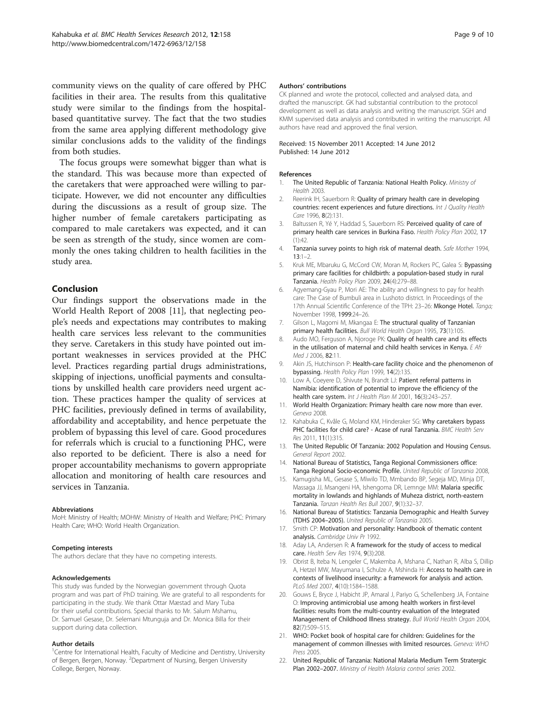community views on the quality of care offered by PHC facilities in their area. The results from this qualitative study were similar to the findings from the hospital-based quantitative survey. The fact that the two studies from the same area applying different methodology give similar conclusions adds to the validity of the findings from both studies.

The focus groups were somewhat bigger than what is the standard. This was because more than expected of the caretakers that were approached were willing to participate. However, we did not encounter any difficulties during the discussions as a result of group size. The higher number of female caretakers participating as compared to male caretakers was expected, and it can be seen as strength of the study, since women are commonly the ones taking children to health facilities in the study area.

## Conclusion

Our findings support the observations made in the World Health Report of 2008 [11], that neglecting people's needs and expectations may contributes to making health care services less relevant to the communities they serve. Caretakers in this study have pointed out important weaknesses in services provided at the PHC level. Practices regarding partial drugs administrations, skipping of injections, unofficial payments and consultations by unskilled health care providers need urgent action. These practices hamper the quality of services at PHC facilities, previously defined in terms of availability, affordability and acceptability, and hence perpetuate the problem of bypassing this level of care. Good procedures for referrals which is crucial to a functioning PHC, were also reported to be deficient. There is also a need for proper accountability mechanisms to govern appropriate allocation and monitoring of health care resources and services in Tanzania.

#### Abbreviations

MoH: Ministry of Health; MOHW: Ministry of Health and Welfare; PHC: Primary Health Care; WHO: World Health Organization.

#### Competing interests

The authors declare that they have no competing interests.

#### Acknowledgements

This study was funded by the Norwegian government through Quota program and was part of PhD training. We are grateful to all respondents for participating in the study. We thank Ottar Mæstad and Mary Tuba for their useful contributions. Special thanks to Mr. Salum Mshamu, Dr. Samuel Gesase, Dr. Selemani Mtunguja and Dr. Monica Billa for their support during data collection.

#### Author details

[1]Centre for International Health, Faculty of Medicine and Dentistry, University of Bergen, Bergen, Norway. [2]Department of Nursing, Bergen University College, Bergen, Norway.

#### Authors' contributions

CK planned and wrote the protocol, collected and analysed data, and drafted the manuscript. GK had substantial contribution to the protocol development as well as data analysis and writing the manuscript. SGH and KMM supervised data analysis and contributed in writing the manuscript. All authors have read and approved the final version.

Received: 15 November 2011 Accepted: 14 June 2012
Published: 14 June 2012

#### References

1. The United Republic of Tanzania: National Health Policy. *Ministry of Health* 2003.
2. Reerink IH, Sauerborn R: Quality of primary health care in developing countries: recent experiences and future directions. *Int J Quality Health Care* 1996, 8(2):131.
3. Baltussen R, Yé Y, Haddad S, Sauerborn RS: Perceived quality of care of primary health care services in Burkina Faso. *Health Policy Plan* 2002, 17 (1):42.
4. Tanzania survey points to high risk of maternal death. *Safe Mother* 1994, 13:1–2.
5. Kruk ME, Mbaruku G, McCord CW, Moran M, Rockers PC, Galea S: Bypassing primary care facilities for childbirth: a population-based study in rural Tanzania. *Health Policy Plan* 2009, 24(4):279–88.
6. Agyemang-Gyau P, Mori AE: The ability and willingness to pay for health care: The Case of Bumbuli area in Lushoto district. In Proceedings of the 17th Annual Scientific Conference of the TPH: 23–26: Mkonge Hotel. *Tanga;* November 1998, 1999:24–26.
7. Gilson L, Magomi M, Mkangaa E: The structural quality of Tanzanian primary health facilities. *Bull World Health Organ* 1995, 73(1):105.
8. Audo MO, Ferguson A, Njoroge PK: Quality of health care and its effects in the utilisation of maternal and child health services in Kenya. *E Afr Med J* 2006, 82:11.
9. Akin JS, Hutchinson P: Health-care facility choice and the phenomenon of bypassing. *Health Policy Plan* 1999, 14(2):135.
10. Low A, Coeyere D, Shivute N, Brandt LJ: Patient referral patterns in Namibia: identification of potential to improve the efficiency of the health care system. *Int J Health Plan M* 2001, 16(3):243–257.
11. World Health Organization: Primary health care now more than ever. *Geneva* 2008.
12. Kahabuka C, Kvåle G, Moland KM, Hinderaker SG: Why caretakers bypass PHC facilities for child care? - Acase of rural Tanzania. *BMC Health Serv Res* 2011, 11(1):315.
13. The United Republic Of Tanzania: 2002 Population and Housing Census. *General Report* 2002.
14. National Bureau of Statistics, Tanga Regional Commissioners office: Tanga Regional Socio-economic Profile. *United Republic of Tanzania* 2008,
15. Kamugisha ML, Gesase S, Mlwilo TD, Mmbando BP, Segeja MD, Minja DT, Massaga JJ, Msangeni HA, Ishengoma DR, Lemnge MM: Malaria specific mortality in lowlands and highlands of Muheza district, north-eastern Tanzania. *Tanzan Health Res Bull* 2007, 9(1):32–37.
16. National Bureau of Statistics: Tanzania Demographic and Health Survey (TDHS 2004–2005). *United Republic of Tanzania* 2005.
17. Smith CP: Motivation and personality: Handbook of thematic content analysis. *Cambridge Univ Pr* 1992.
18. Aday LA, Andersen R: A framework for the study of access to medical care. *Health Serv Res* 1974, 9(3):208.
19. Obrist B, Iteba N, Lengeler C, Makemba A, Mshana C, Nathan R, Alba S, Dillip A, Hetzel MW, Mayumana I, Schulze A, Mshinda H: Access to health care in contexts of livelihood insecurity: a framework for analysis and action. *PLoS Med* 2007, 4(10):1584–1588.
20. Gouws E, Bryce J, Habicht JP, Amaral J, Pariyo G, Schellenberg JA, Fontaine O: Improving antimicrobial use among health workers in first-level facilities: results from the multi-country evaluation of the Integrated Management of Childhood Illness strategy. *Bull World Health Organ* 2004, 82(7):509–515.
21. WHO: Pocket book of hospital care for children: Guidelines for the management of common illnesses with limited resources. *Geneva: WHO Press* 2005.
22. United Republic of Tanzania: National Malaria Medium Term Stratergic Plan 2002–2007. *Ministry of Health Malaria control series* 2002.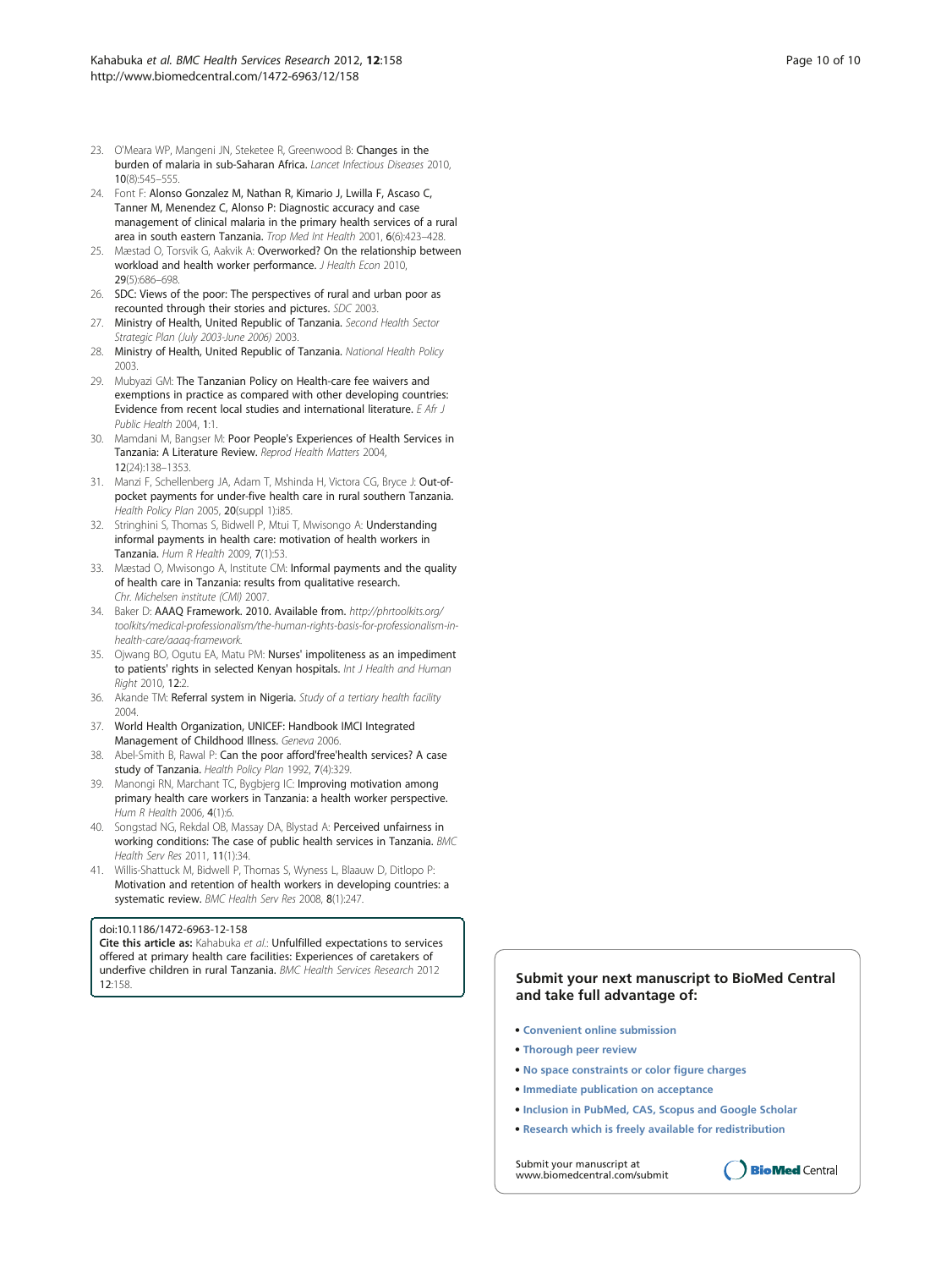23. O'Meara WP, Mangeni JN, Steketee R, Greenwood B: **Changes in the burden of malaria in sub-Saharan Africa.** *Lancet Infectious Diseases* 2010, **10**(8):545–555.
24. Font F: **Alonso Gonzalez M, Nathan R, Kimario J, Lwilla F, Ascaso C, Tanner M, Menendez C, Alonso P: Diagnostic accuracy and case management of clinical malaria in the primary health services of a rural area in south eastern Tanzania.** *Trop Med Int Health* 2001, **6**(6):423–428.
25. Mæstad O, Torsvik G, Aakvik A: **Overworked? On the relationship between workload and health worker performance.** *J Health Econ* 2010, **29**(5):686–698.
26. SDC: **Views of the poor: The perspectives of rural and urban poor as recounted through their stories and pictures.** *SDC* 2003.
27. Ministry of Health, United Republic of Tanzania. *Second Health Sector Strategic Plan (July 2003-June 2006)* 2003.
28. Ministry of Health, United Republic of Tanzania. *National Health Policy* 2003.
29. Mubyazi GM: **The Tanzanian Policy on Health-care fee waivers and exemptions in practice as compared with other developing countries: Evidence from recent local studies and international literature.** *E Afr J Public Health* 2004, **1**:1.
30. Mamdani M, Bangser M: **Poor People's Experiences of Health Services in Tanzania: A Literature Review.** *Reprod Health Matters* 2004, **12**(24):138–1353.
31. Manzi F, Schellenberg JA, Adam T, Mshinda H, Victora CG, Bryce J: **Out-of-pocket payments for under-five health care in rural southern Tanzania.** *Health Policy Plan* 2005, **20**(suppl 1):i85.
32. Stringhini S, Thomas S, Bidwell P, Mtui T, Mwisongo A: **Understanding informal payments in health care: motivation of health workers in Tanzania.** *Hum R Health* 2009, **7**(1):53.
33. Mæstad O, Mwisongo A, Institute CM: **Informal payments and the quality of health care in Tanzania: results from qualitative research.** *Chr. Michelsen institute (CMI)* 2007.
34. Baker D: **AAAQ Framework. 2010. Available from.** *http://phrtoolkits.org/toolkits/medical-professionalism/the-human-rights-basis-for-professionalism-in-health-care/aaaq-framework.*
35. Ojwang BO, Ogutu EA, Matu PM: **Nurses' impoliteness as an impediment to patients' rights in selected Kenyan hospitals.** *Int J Health and Human Right* 2010, **12**:2.
36. Akande TM: **Referral system in Nigeria.** *Study of a tertiary health facility* 2004.
37. World Health Organization, UNICEF: **Handbook IMCI Integrated Management of Childhood Illness.** *Geneva* 2006.
38. Abel-Smith B, Rawal P: **Can the poor afford'free'health services? A case study of Tanzania.** *Health Policy Plan* 1992, **7**(4):329.
39. Manongi RN, Marchant TC, Bygbjerg IC: **Improving motivation among primary health care workers in Tanzania: a health worker perspective.** *Hum R Health* 2006, **4**(1):6.
40. Songstad NG, Rekdal OB, Massay DA, Blystad A: **Perceived unfairness in working conditions: The case of public health services in Tanzania.** *BMC Health Serv Res* 2011, **11**(1):34.
41. Willis-Shattuck M, Bidwell P, Thomas S, Wyness L, Blaauw D, Ditlopo P: **Motivation and retention of health workers in developing countries: a systematic review.** *BMC Health Serv Res* 2008, **8**(1):247.

doi:10.1186/1472-6963-12-158

**Cite this article as:** Kahabuka *et al.*: Unfulfilled expectations to services offered at primary health care facilities: Experiences of caretakers of underfive children in rural Tanzania. *BMC Health Services Research* 2012 **12**:158.

**Submit your next manuscript to BioMed Central and take full advantage of:**

- **Convenient online submission**
- **Thorough peer review**
- **No space constraints or color figure charges**
- **Immediate publication on acceptance**
- **Inclusion in PubMed, CAS, Scopus and Google Scholar**
- **Research which is freely available for redistribution**

Submit your manuscript at
www.biomedcentral.com/submit

BioMed Central